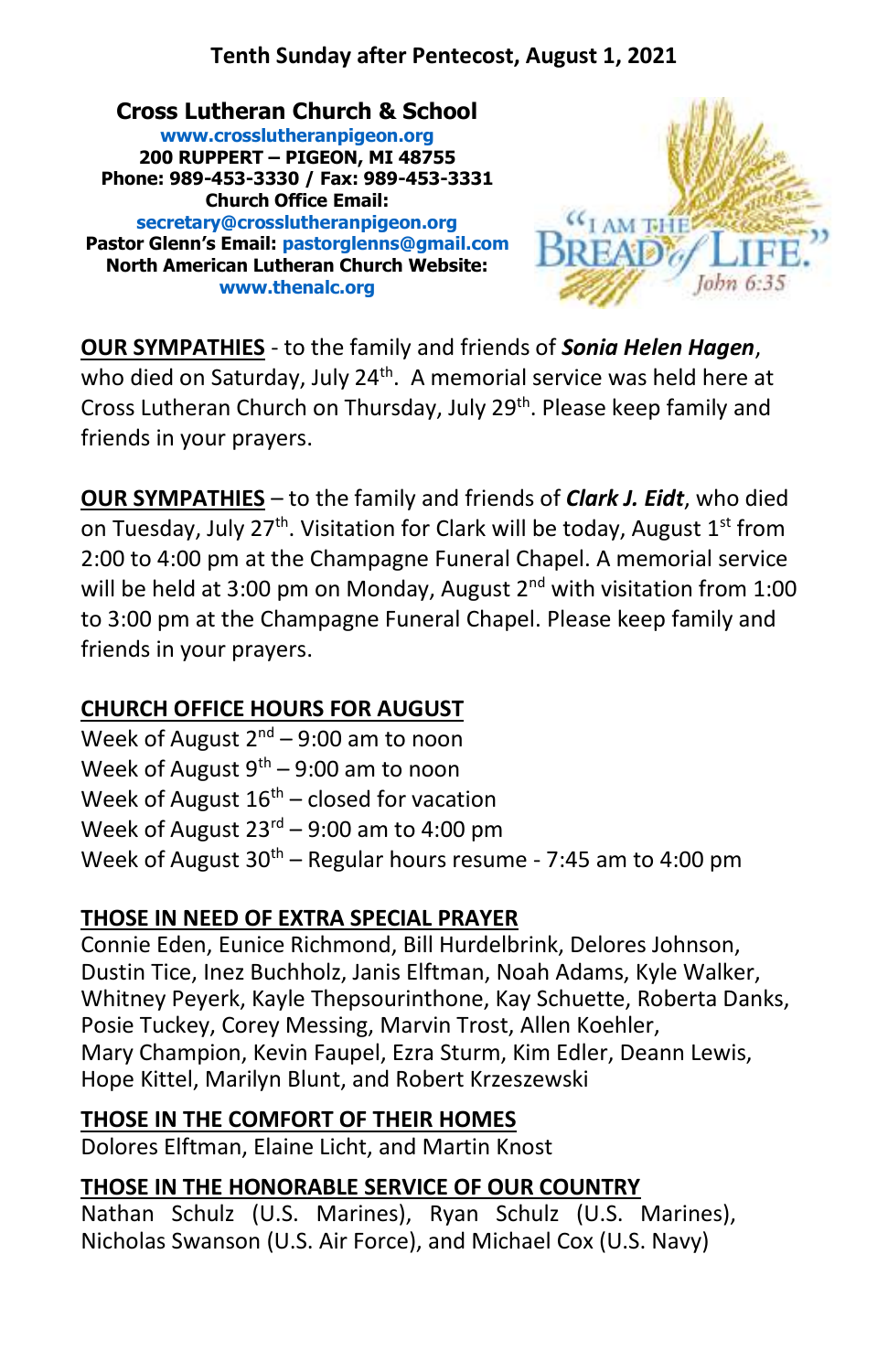**Tenth Sunday after Pentecost, August 1, 2021**

**Cross Lutheran Church & School**
**www.crosslutheranpigeon.org**
**200 RUPPERT – PIGEON, MI 48755**
**Phone: 989-453-3330 / Fax: 989-453-3331**
**Church Office Email:**
**secretary@crosslutheranpigeon.org**
**Pastor Glenn's Email: pastorglenns@gmail.com**
**North American Lutheran Church Website:**
**www.thenalc.org**

"I AM THE BREAD of LIFE." John 6:35

**OUR SYMPATHIES** - to the family and friends of ***Sonia Helen Hagen***, who died on Saturday, July 24th. A memorial service was held here at Cross Lutheran Church on Thursday, July 29th. Please keep family and friends in your prayers.

**OUR SYMPATHIES** – to the family and friends of ***Clark J. Eidt***, who died on Tuesday, July 27th. Visitation for Clark will be today, August 1st from 2:00 to 4:00 pm at the Champagne Funeral Chapel. A memorial service will be held at 3:00 pm on Monday, August 2nd with visitation from 1:00 to 3:00 pm at the Champagne Funeral Chapel. Please keep family and friends in your prayers.

**CHURCH OFFICE HOURS FOR AUGUST**
Week of August 2nd – 9:00 am to noon
Week of August 9th – 9:00 am to noon
Week of August 16th – closed for vacation
Week of August 23rd – 9:00 am to 4:00 pm
Week of August 30th – Regular hours resume - 7:45 am to 4:00 pm

**THOSE IN NEED OF EXTRA SPECIAL PRAYER**
Connie Eden, Eunice Richmond, Bill Hurdelbrink, Delores Johnson, Dustin Tice, Inez Buchholz, Janis Elftman, Noah Adams, Kyle Walker, Whitney Peyerk, Kayle Thepsourinthone, Kay Schuette, Roberta Danks, Posie Tuckey, Corey Messing, Marvin Trost, Allen Koehler, Mary Champion, Kevin Faupel, Ezra Sturm, Kim Edler, Deann Lewis, Hope Kittel, Marilyn Blunt, and Robert Krzeszewski

**THOSE IN THE COMFORT OF THEIR HOMES**
Dolores Elftman, Elaine Licht, and Martin Knost

**THOSE IN THE HONORABLE SERVICE OF OUR COUNTRY**
Nathan Schulz (U.S. Marines), Ryan Schulz (U.S. Marines), Nicholas Swanson (U.S. Air Force), and Michael Cox (U.S. Navy)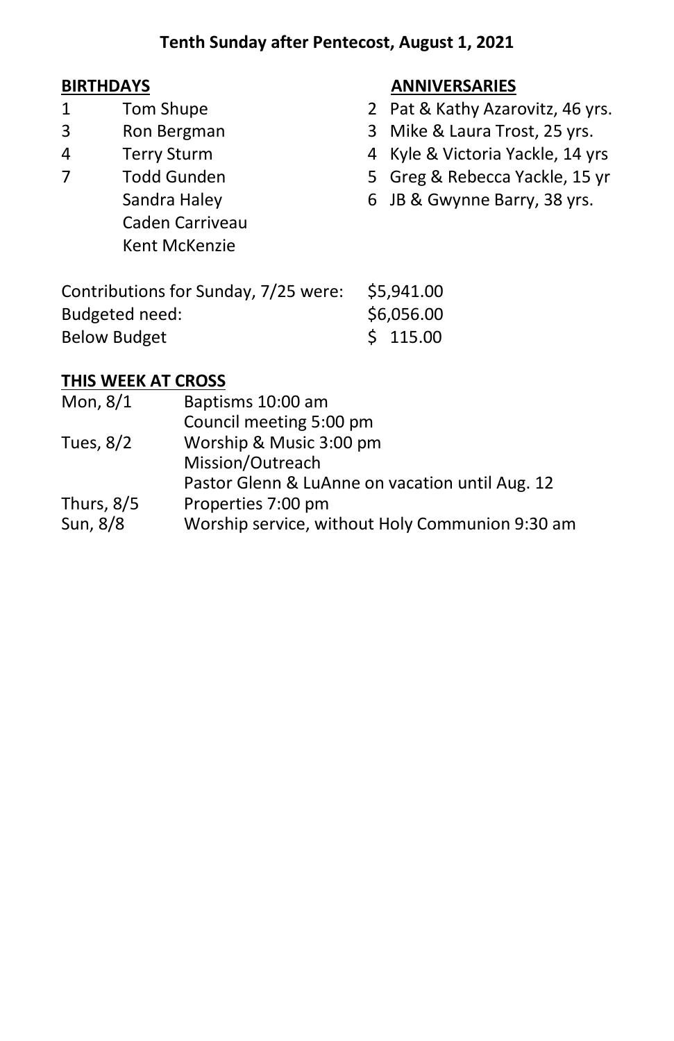## Tenth Sunday after Pentecost, August 1, 2021

**BIRTHDAYS**

| | |
|---|---|
| 1 | Tom Shupe |
| 3 | Ron Bergman |
| 4 | Terry Sturm |
| 7 | Todd Gunden |
| | Sandra Haley |
| | Caden Carriveau |
| | Kent McKenzie |

**ANNIVERSARIES**

| | |
|---|---|
| 2 | Pat & Kathy Azarovitz, 46 yrs. |
| 3 | Mike & Laura Trost, 25 yrs. |
| 4 | Kyle & Victoria Yackle, 14 yrs |
| 5 | Greg & Rebecca Yackle, 15 yr |
| 6 | JB & Gwynne Barry, 38 yrs. |

| | |
|---|---|
| Contributions for Sunday, 7/25 were: | $5,941.00 |
| Budgeted need: | $6,056.00 |
| Below Budget | $ 115.00 |

**THIS WEEK AT CROSS**

| | |
|---|---|
| Mon, 8/1 | Baptisms 10:00 am |
| | Council meeting 5:00 pm |
| Tues, 8/2 | Worship & Music 3:00 pm |
| | Mission/Outreach |
| | Pastor Glenn & LuAnne on vacation until Aug. 12 |
| Thurs, 8/5 | Properties 7:00 pm |
| Sun, 8/8 | Worship service, without Holy Communion 9:30 am |